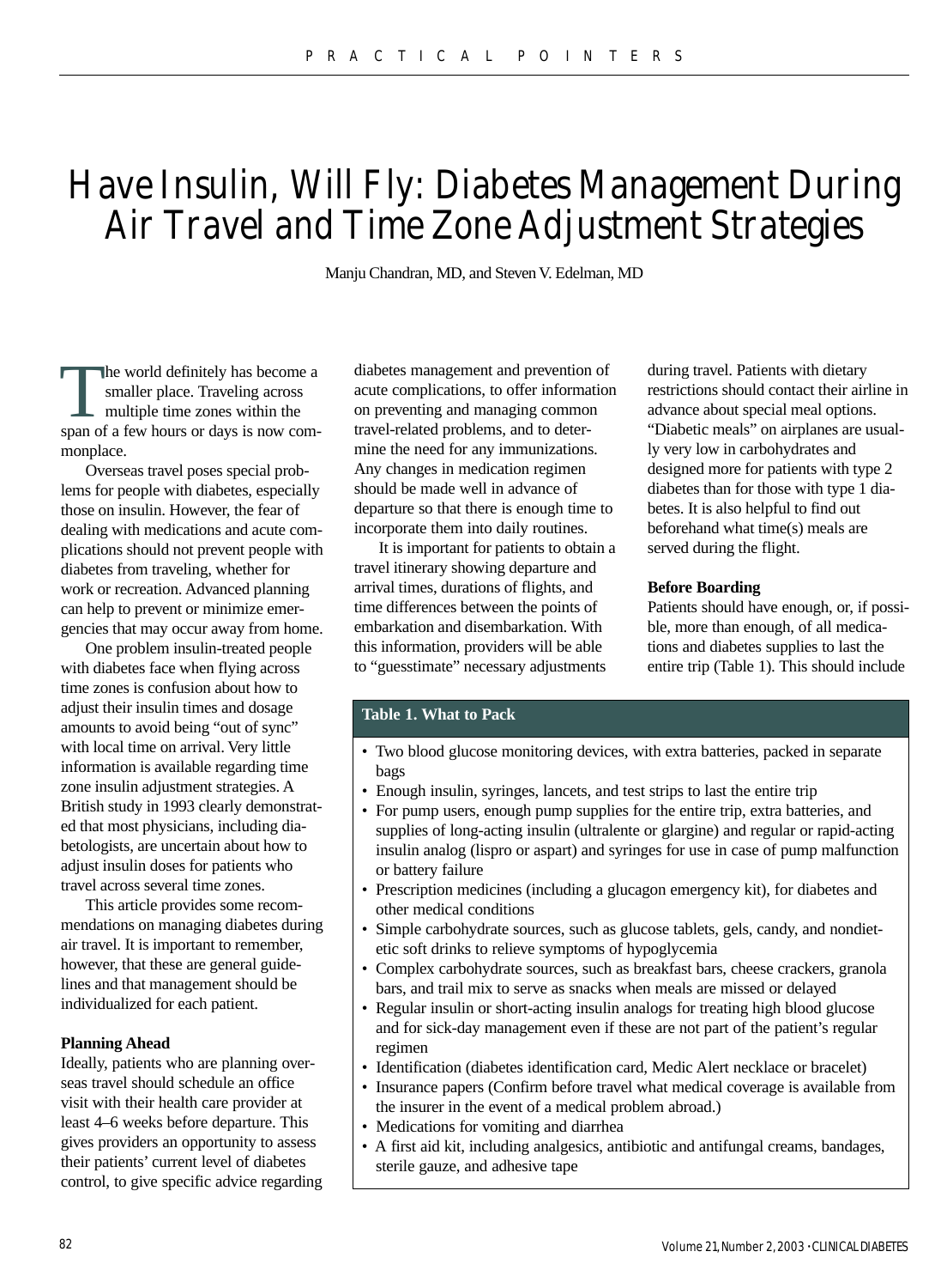# Have Insulin, Will Fly: Diabetes Management During Air Travel and Time Zone Adjustment Strategies

Manju Chandran, MD, and Steven V. Edelman, MD

The world definitely has become a smaller place. Traveling across multiple time zones within the span of a few hours or days is now commonplace.

Overseas travel poses special problems for people with diabetes, especially those on insulin. However, the fear of dealing with medications and acute complications should not prevent people with diabetes from traveling, whether for work or recreation. Advanced planning can help to prevent or minimize emergencies that may occur away from home.

One problem insulin-treated people with diabetes face when flying across time zones is confusion about how to adjust their insulin times and dosage amounts to avoid being "out of sync" with local time on arrival. Very little information is available regarding time zone insulin adjustment strategies. A British study in 1993 clearly demonstrated that most physicians, including diabetologists, are uncertain about how to adjust insulin doses for patients who travel across several time zones.

This article provides some recommendations on managing diabetes during air travel. It is important to remember, however, that these are general guidelines and that management should be individualized for each patient.

**Planning Ahead**

Ideally, patients who are planning overseas travel should schedule an office visit with their health care provider at least 4–6 weeks before departure. This gives providers an opportunity to assess their patients' current level of diabetes control, to give specific advice regarding diabetes management and prevention of acute complications, to offer information on preventing and managing common travel-related problems, and to determine the need for any immunizations. Any changes in medication regimen should be made well in advance of departure so that there is enough time to incorporate them into daily routines.

It is important for patients to obtain a travel itinerary showing departure and arrival times, durations of flights, and time differences between the points of embarkation and disembarkation. With this information, providers will be able to "guesstimate" necessary adjustments during travel. Patients with dietary restrictions should contact their airline in advance about special meal options. "Diabetic meals" on airplanes are usually very low in carbohydrates and designed more for patients with type 2 diabetes than for those with type 1 diabetes. It is also helpful to find out beforehand what time(s) meals are served during the flight.

**Before Boarding**

Patients should have enough, or, if possible, more than enough, of all medications and diabetes supplies to last the entire trip (Table 1). This should include

**Table 1. What to Pack**

- Two blood glucose monitoring devices, with extra batteries, packed in separate bags
- Enough insulin, syringes, lancets, and test strips to last the entire trip
- For pump users, enough pump supplies for the entire trip, extra batteries, and supplies of long-acting insulin (ultralente or glargine) and regular or rapid-acting insulin analog (lispro or aspart) and syringes for use in case of pump malfunction or battery failure
- Prescription medicines (including a glucagon emergency kit), for diabetes and other medical conditions
- Simple carbohydrate sources, such as glucose tablets, gels, candy, and nondietetic soft drinks to relieve symptoms of hypoglycemia
- Complex carbohydrate sources, such as breakfast bars, cheese crackers, granola bars, and trail mix to serve as snacks when meals are missed or delayed
- Regular insulin or short-acting insulin analogs for treating high blood glucose and for sick-day management even if these are not part of the patient's regular regimen
- Identification (diabetes identification card, Medic Alert necklace or bracelet)
- Insurance papers (Confirm before travel what medical coverage is available from the insurer in the event of a medical problem abroad.)
- Medications for vomiting and diarrhea
- A first aid kit, including analgesics, antibiotic and antifungal creams, bandages, sterile gauze, and adhesive tape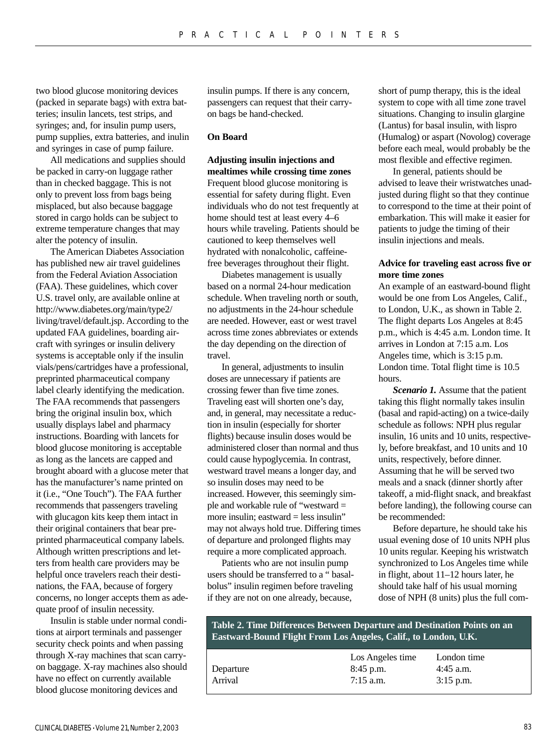two blood glucose monitoring devices (packed in separate bags) with extra batteries; insulin lancets, test strips, and syringes; and, for insulin pump users, pump supplies, extra batteries, and inulin and syringes in case of pump failure.

All medications and supplies should be packed in carry-on luggage rather than in checked baggage. This is not only to prevent loss from bags being misplaced, but also because baggage stored in cargo holds can be subject to extreme temperature changes that may alter the potency of insulin.

The American Diabetes Association has published new air travel guidelines from the Federal Aviation Association (FAA). These guidelines, which cover U.S. travel only, are available online at http://www.diabetes.org/main/type2/living/travel/default.jsp. According to the updated FAA guidelines, boarding aircraft with syringes or insulin delivery systems is acceptable only if the insulin vials/pens/cartridges have a professional, preprinted pharmaceutical company label clearly identifying the medication. The FAA recommends that passengers bring the original insulin box, which usually displays label and pharmacy instructions. Boarding with lancets for blood glucose monitoring is acceptable as long as the lancets are capped and brought aboard with a glucose meter that has the manufacturer's name printed on it (i.e., "One Touch"). The FAA further recommends that passengers traveling with glucagon kits keep them intact in their original containers that bear preprinted pharmaceutical company labels. Although written prescriptions and letters from health care providers may be helpful once travelers reach their destinations, the FAA, because of forgery concerns, no longer accepts them as adequate proof of insulin necessity.

Insulin is stable under normal conditions at airport terminals and passenger security check points and when passing through X-ray machines that scan carry-on baggage. X-ray machines also should have no effect on currently available blood glucose monitoring devices and insulin pumps. If there is any concern, passengers can request that their carry-on bags be hand-checked.

**On Board**

**Adjusting insulin injections and mealtimes while crossing time zones**

Frequent blood glucose monitoring is essential for safety during flight. Even individuals who do not test frequently at home should test at least every 4–6 hours while traveling. Patients should be cautioned to keep themselves well hydrated with nonalcoholic, caffeine-free beverages throughout their flight.

Diabetes management is usually based on a normal 24-hour medication schedule. When traveling north or south, no adjustments in the 24-hour schedule are needed. However, east or west travel across time zones abbreviates or extends the day depending on the direction of travel.

In general, adjustments to insulin doses are unnecessary if patients are crossing fewer than five time zones. Traveling east will shorten one's day, and, in general, may necessitate a reduction in insulin (especially for shorter flights) because insulin doses would be administered closer than normal and thus could cause hypoglycemia. In contrast, westward travel means a longer day, and so insulin doses may need to be increased. However, this seemingly simple and workable rule of "westward = more insulin; eastward = less insulin" may not always hold true. Differing times of departure and prolonged flights may require a more complicated approach.

Patients who are not insulin pump users should be transferred to a " basal-bolus" insulin regimen before traveling if they are not on one already, because, short of pump therapy, this is the ideal system to cope with all time zone travel situations. Changing to insulin glargine (Lantus) for basal insulin, with lispro (Humalog) or aspart (Novolog) coverage before each meal, would probably be the most flexible and effective regimen.

In general, patients should be advised to leave their wristwatches unadjusted during flight so that they continue to correspond to the time at their point of embarkation. This will make it easier for patients to judge the timing of their insulin injections and meals.

**Advice for traveling east across five or more time zones**

An example of an eastward-bound flight would be one from Los Angeles, Calif., to London, U.K., as shown in Table 2. The flight departs Los Angeles at 8:45 p.m., which is 4:45 a.m. London time. It arrives in London at 7:15 a.m. Los Angeles time, which is 3:15 p.m. London time. Total flight time is 10.5 hours.

***Scenario 1.*** Assume that the patient taking this flight normally takes insulin (basal and rapid-acting) on a twice-daily schedule as follows: NPH plus regular insulin, 16 units and 10 units, respectively, before breakfast, and 10 units and 10 units, respectively, before dinner. Assuming that he will be served two meals and a snack (dinner shortly after takeoff, a mid-flight snack, and breakfast before landing), the following course can be recommended:

Before departure, he should take his usual evening dose of 10 units NPH plus 10 units regular. Keeping his wristwatch synchronized to Los Angeles time while in flight, about 11–12 hours later, he should take half of his usual morning dose of NPH (8 units) plus the full com-

**Table 2. Time Differences Between Departure and Destination Points on an Eastward-Bound Flight From Los Angeles, Calif., to London, U.K.**

| | Los Angeles time | London time |
|---|---|---|
| Departure | 8:45 p.m. | 4:45 a.m. |
| Arrival | 7:15 a.m. | 3:15 p.m. |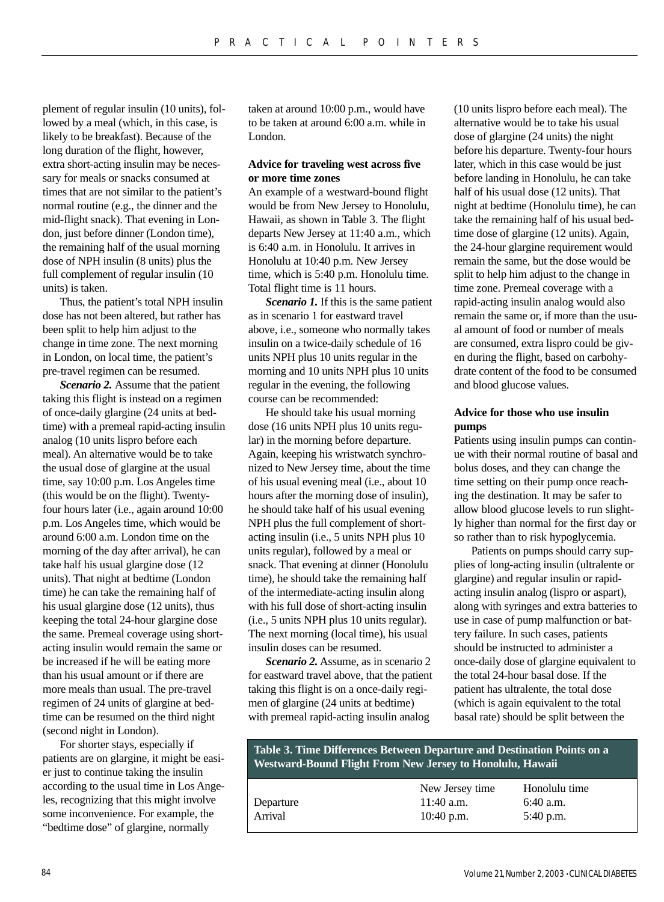plement of regular insulin (10 units), followed by a meal (which, in this case, is likely to be breakfast). Because of the long duration of the flight, however, extra short-acting insulin may be necessary for meals or snacks consumed at times that are not similar to the patient's normal routine (e.g., the dinner and the mid-flight snack). That evening in London, just before dinner (London time), the remaining half of the usual morning dose of NPH insulin (8 units) plus the full complement of regular insulin (10 units) is taken.

Thus, the patient's total NPH insulin dose has not been altered, but rather has been split to help him adjust to the change in time zone. The next morning in London, on local time, the patient's pre-travel regimen can be resumed.

***Scenario 2.*** Assume that the patient taking this flight is instead on a regimen of once-daily glargine (24 units at bedtime) with a premeal rapid-acting insulin analog (10 units lispro before each meal). An alternative would be to take the usual dose of glargine at the usual time, say 10:00 p.m. Los Angeles time (this would be on the flight). Twenty-four hours later (i.e., again around 10:00 p.m. Los Angeles time, which would be around 6:00 a.m. London time on the morning of the day after arrival), he can take half his usual glargine dose (12 units). That night at bedtime (London time) he can take the remaining half of his usual glargine dose (12 units), thus keeping the total 24-hour glargine dose the same. Premeal coverage using short-acting insulin would remain the same or be increased if he will be eating more than his usual amount or if there are more meals than usual. The pre-travel regimen of 24 units of glargine at bedtime can be resumed on the third night (second night in London).

For shorter stays, especially if patients are on glargine, it might be easier just to continue taking the insulin according to the usual time in Los Angeles, recognizing that this might involve some inconvenience. For example, the "bedtime dose" of glargine, normally taken at around 10:00 p.m., would have to be taken at around 6:00 a.m. while in London.

**Advice for traveling west across five or more time zones**

An example of a westward-bound flight would be from New Jersey to Honolulu, Hawaii, as shown in Table 3. The flight departs New Jersey at 11:40 a.m., which is 6:40 a.m. in Honolulu. It arrives in Honolulu at 10:40 p.m. New Jersey time, which is 5:40 p.m. Honolulu time. Total flight time is 11 hours.

***Scenario 1.*** If this is the same patient as in scenario 1 for eastward travel above, i.e., someone who normally takes insulin on a twice-daily schedule of 16 units NPH plus 10 units regular in the morning and 10 units NPH plus 10 units regular in the evening, the following course can be recommended:

He should take his usual morning dose (16 units NPH plus 10 units regular) in the morning before departure. Again, keeping his wristwatch synchronized to New Jersey time, about the time of his usual evening meal (i.e., about 10 hours after the morning dose of insulin), he should take half of his usual evening NPH plus the full complement of short-acting insulin (i.e., 5 units NPH plus 10 units regular), followed by a meal or snack. That evening at dinner (Honolulu time), he should take the remaining half of the intermediate-acting insulin along with his full dose of short-acting insulin (i.e., 5 units NPH plus 10 units regular). The next morning (local time), his usual insulin doses can be resumed.

***Scenario 2.*** Assume, as in scenario 2 for eastward travel above, that the patient taking this flight is on a once-daily regimen of glargine (24 units at bedtime) with premeal rapid-acting insulin analog (10 units lispro before each meal). The alternative would be to take his usual dose of glargine (24 units) the night before his departure. Twenty-four hours later, which in this case would be just before landing in Honolulu, he can take half of his usual dose (12 units). That night at bedtime (Honolulu time), he can take the remaining half of his usual bedtime dose of glargine (12 units). Again, the 24-hour glargine requirement would remain the same, but the dose would be split to help him adjust to the change in time zone. Premeal coverage with a rapid-acting insulin analog would also remain the same or, if more than the usual amount of food or number of meals are consumed, extra lispro could be given during the flight, based on carbohydrate content of the food to be consumed and blood glucose values.

**Advice for those who use insulin pumps**

Patients using insulin pumps can continue with their normal routine of basal and bolus doses, and they can change the time setting on their pump once reaching the destination. It may be safer to allow blood glucose levels to run slightly higher than normal for the first day or so rather than to risk hypoglycemia.

Patients on pumps should carry supplies of long-acting insulin (ultralente or glargine) and regular insulin or rapid-acting insulin analog (lispro or aspart), along with syringes and extra batteries to use in case of pump malfunction or battery failure. In such cases, patients should be instructed to administer a once-daily dose of glargine equivalent to the total 24-hour basal dose. If the patient has ultralente, the total dose (which is again equivalent to the total basal rate) should be split between the

**Table 3. Time Differences Between Departure and Destination Points on a Westward-Bound Flight From New Jersey to Honolulu, Hawaii**

| | New Jersey time | Honolulu time |
|---|---|---|
| Departure | 11:40 a.m. | 6:40 a.m. |
| Arrival | 10:40 p.m. | 5:40 p.m. |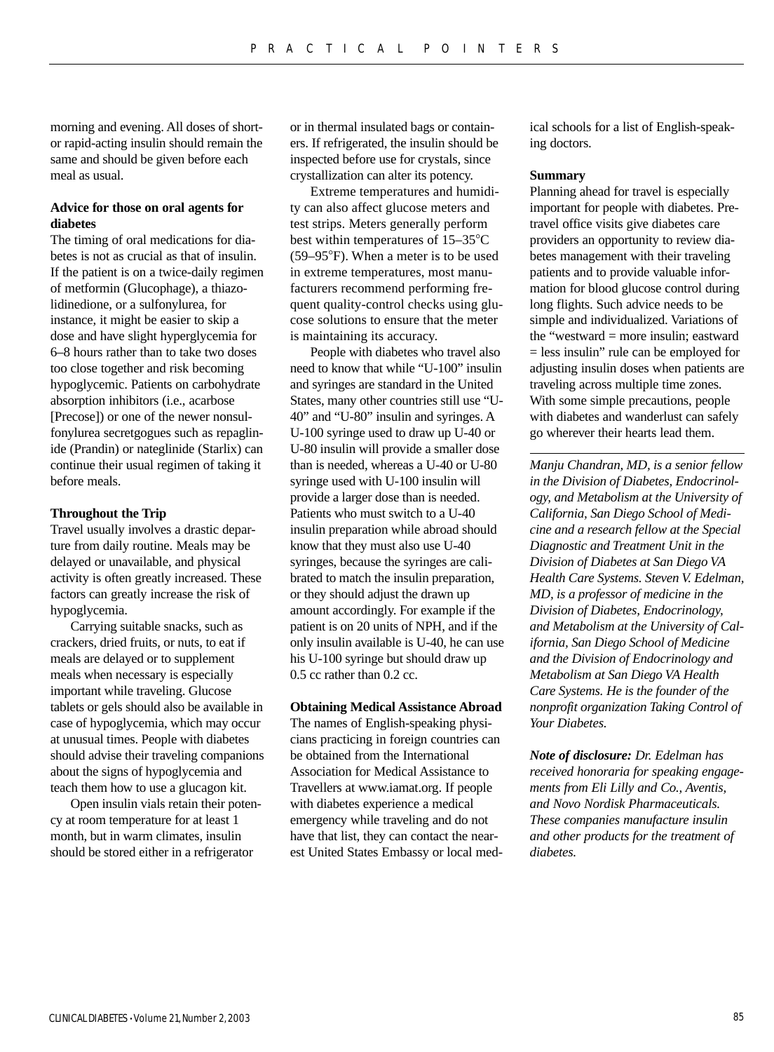morning and evening. All doses of short- or rapid-acting insulin should remain the same and should be given before each meal as usual.

**Advice for those on oral agents for diabetes**

The timing of oral medications for diabetes is not as crucial as that of insulin. If the patient is on a twice-daily regimen of metformin (Glucophage), a thiazolidinedione, or a sulfonylurea, for instance, it might be easier to skip a dose and have slight hyperglycemia for 6–8 hours rather than to take two doses too close together and risk becoming hypoglycemic. Patients on carbohydrate absorption inhibitors (i.e., acarbose [Precose]) or one of the newer nonsulfonylurea secretgogues such as repaglinide (Prandin) or nateglinide (Starlix) can continue their usual regimen of taking it before meals.

**Throughout the Trip**

Travel usually involves a drastic departure from daily routine. Meals may be delayed or unavailable, and physical activity is often greatly increased. These factors can greatly increase the risk of hypoglycemia.

Carrying suitable snacks, such as crackers, dried fruits, or nuts, to eat if meals are delayed or to supplement meals when necessary is especially important while traveling. Glucose tablets or gels should also be available in case of hypoglycemia, which may occur at unusual times. People with diabetes should advise their traveling companions about the signs of hypoglycemia and teach them how to use a glucagon kit.

Open insulin vials retain their potency at room temperature for at least 1 month, but in warm climates, insulin should be stored either in a refrigerator or in thermal insulated bags or containers. If refrigerated, the insulin should be inspected before use for crystals, since crystallization can alter its potency.

Extreme temperatures and humidity can also affect glucose meters and test strips. Meters generally perform best within temperatures of 15–35°C (59–95°F). When a meter is to be used in extreme temperatures, most manufacturers recommend performing frequent quality-control checks using glucose solutions to ensure that the meter is maintaining its accuracy.

People with diabetes who travel also need to know that while "U-100" insulin and syringes are standard in the United States, many other countries still use "U-40" and "U-80" insulin and syringes. A U-100 syringe used to draw up U-40 or U-80 insulin will provide a smaller dose than is needed, whereas a U-40 or U-80 syringe used with U-100 insulin will provide a larger dose than is needed. Patients who must switch to a U-40 insulin preparation while abroad should know that they must also use U-40 syringes, because the syringes are calibrated to match the insulin preparation, or they should adjust the drawn up amount accordingly. For example if the patient is on 20 units of NPH, and if the only insulin available is U-40, he can use his U-100 syringe but should draw up 0.5 cc rather than 0.2 cc.

**Obtaining Medical Assistance Abroad**

The names of English-speaking physicians practicing in foreign countries can be obtained from the International Association for Medical Assistance to Travellers at www.iamat.org. If people with diabetes experience a medical emergency while traveling and do not have that list, they can contact the nearest United States Embassy or local medical schools for a list of English-speaking doctors.

**Summary**

Planning ahead for travel is especially important for people with diabetes. Pretravel office visits give diabetes care providers an opportunity to review diabetes management with their traveling patients and to provide valuable information for blood glucose control during long flights. Such advice needs to be simple and individualized. Variations of the "westward = more insulin; eastward = less insulin" rule can be employed for adjusting insulin doses when patients are traveling across multiple time zones. With some simple precautions, people with diabetes and wanderlust can safely go wherever their hearts lead them.

---

*Manju Chandran, MD, is a senior fellow in the Division of Diabetes, Endocrinology, and Metabolism at the University of California, San Diego School of Medicine and a research fellow at the Special Diagnostic and Treatment Unit in the Division of Diabetes at San Diego VA Health Care Systems. Steven V. Edelman, MD, is a professor of medicine in the Division of Diabetes, Endocrinology, and Metabolism at the University of California, San Diego School of Medicine and the Division of Endocrinology and Metabolism at San Diego VA Health Care Systems. He is the founder of the nonprofit organization Taking Control of Your Diabetes.*

***Note of disclosure:*** *Dr. Edelman has received honoraria for speaking engagements from Eli Lilly and Co., Aventis, and Novo Nordisk Pharmaceuticals. These companies manufacture insulin and other products for the treatment of diabetes.*